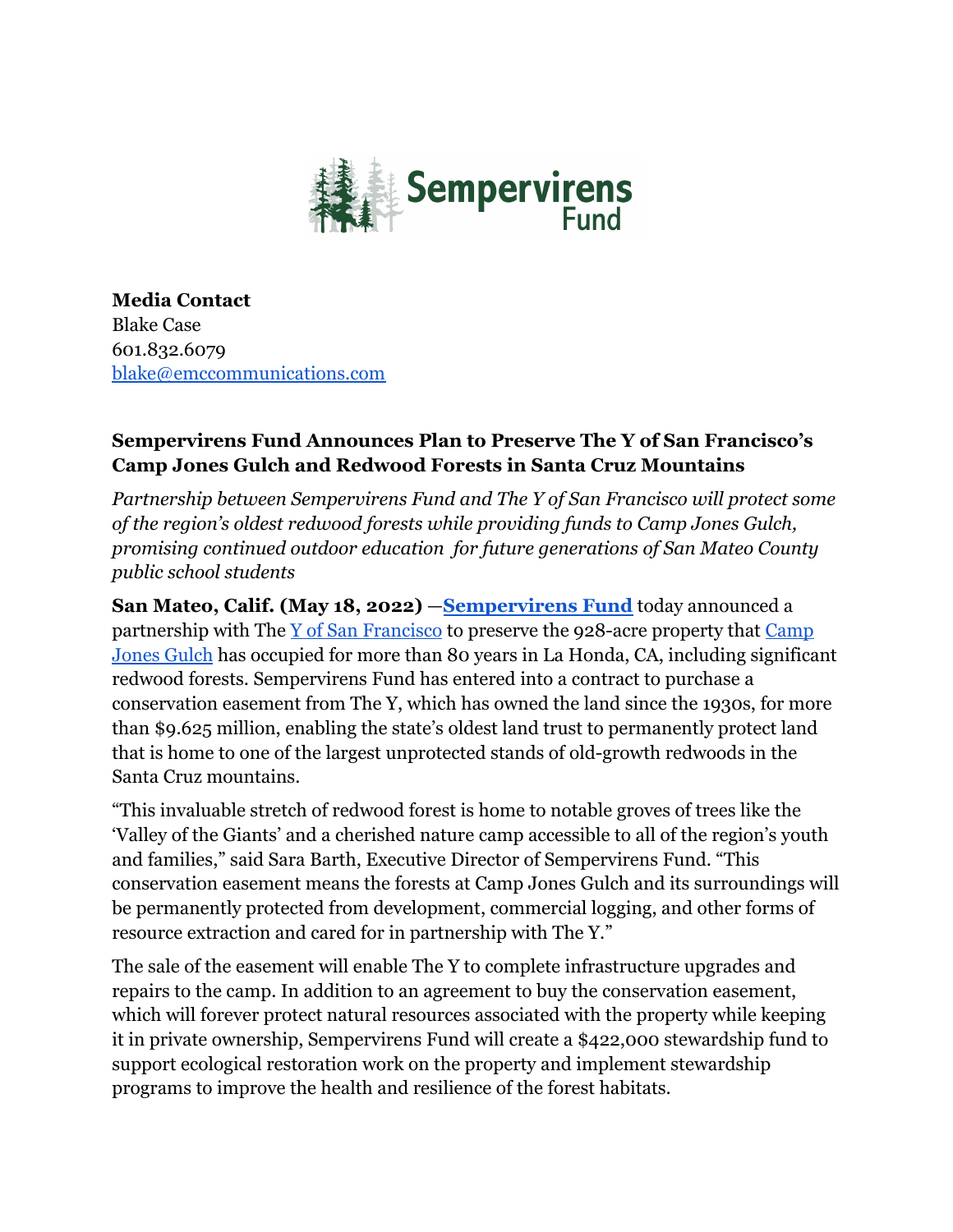Sempervirens Fund

**Media Contact**
Blake Case
601.832.6079
blake@emccommunications.com

**Sempervirens Fund Announces Plan to Preserve The Y of San Francisco's Camp Jones Gulch and Redwood Forests in Santa Cruz Mountains**

*Partnership between Sempervirens Fund and The Y of San Francisco will protect some of the region's oldest redwood forests while providing funds to Camp Jones Gulch, promising continued outdoor education for future generations of San Mateo County public school students*

**San Mateo, Calif. (May 18, 2022)** —**Sempervirens Fund** today announced a partnership with The Y of San Francisco to preserve the 928-acre property that Camp Jones Gulch has occupied for more than 80 years in La Honda, CA, including significant redwood forests. Sempervirens Fund has entered into a contract to purchase a conservation easement from The Y, which has owned the land since the 1930s, for more than $9.625 million, enabling the state's oldest land trust to permanently protect land that is home to one of the largest unprotected stands of old-growth redwoods in the Santa Cruz mountains.

"This invaluable stretch of redwood forest is home to notable groves of trees like the 'Valley of the Giants' and a cherished nature camp accessible to all of the region's youth and families," said Sara Barth, Executive Director of Sempervirens Fund. "This conservation easement means the forests at Camp Jones Gulch and its surroundings will be permanently protected from development, commercial logging, and other forms of resource extraction and cared for in partnership with The Y."

The sale of the easement will enable The Y to complete infrastructure upgrades and repairs to the camp. In addition to an agreement to buy the conservation easement, which will forever protect natural resources associated with the property while keeping it in private ownership, Sempervirens Fund will create a $422,000 stewardship fund to support ecological restoration work on the property and implement stewardship programs to improve the health and resilience of the forest habitats.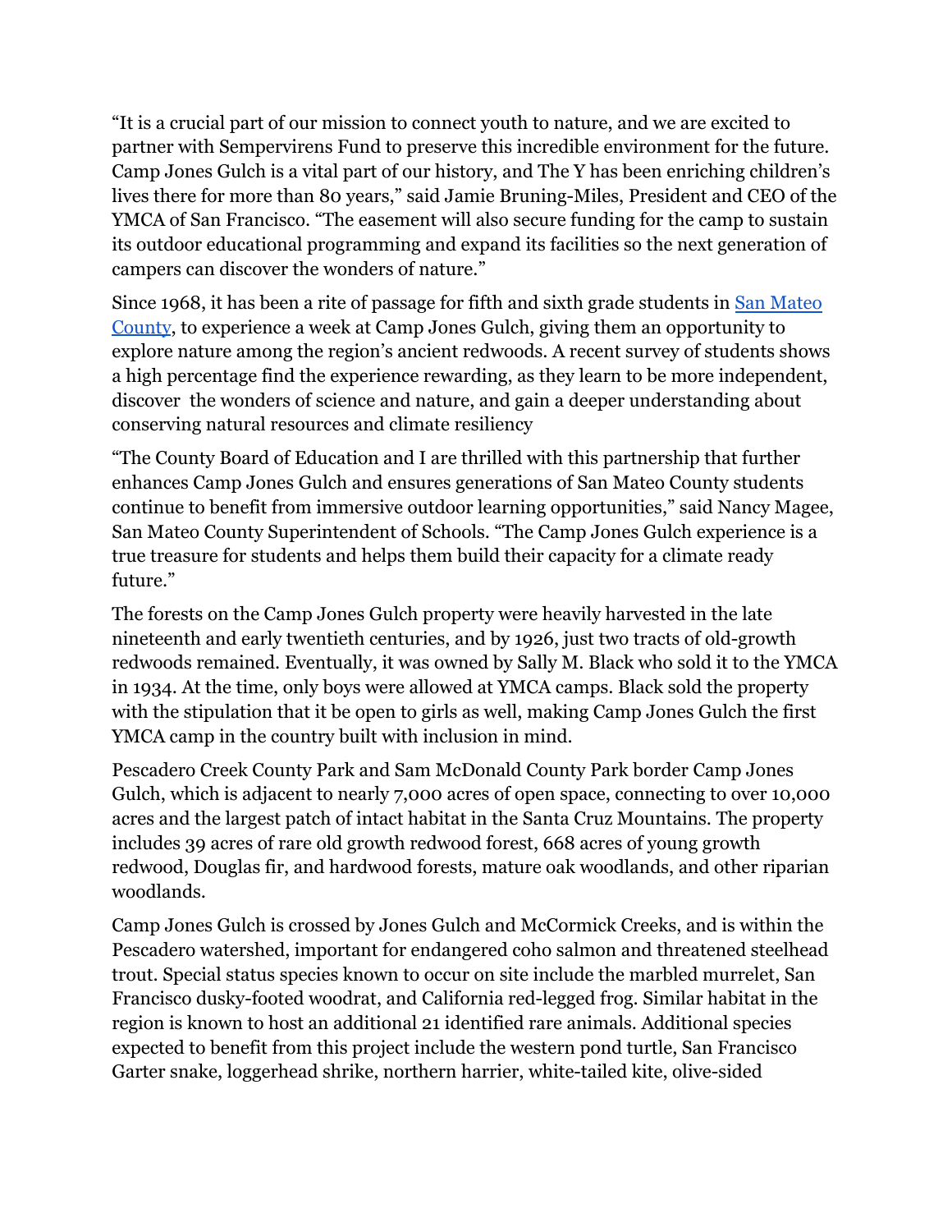"It is a crucial part of our mission to connect youth to nature, and we are excited to partner with Sempervirens Fund to preserve this incredible environment for the future. Camp Jones Gulch is a vital part of our history, and The Y has been enriching children's lives there for more than 80 years," said Jamie Bruning-Miles, President and CEO of the YMCA of San Francisco. "The easement will also secure funding for the camp to sustain its outdoor educational programming and expand its facilities so the next generation of campers can discover the wonders of nature."

Since 1968, it has been a rite of passage for fifth and sixth grade students in San Mateo County, to experience a week at Camp Jones Gulch, giving them an opportunity to explore nature among the region's ancient redwoods. A recent survey of students shows a high percentage find the experience rewarding, as they learn to be more independent, discover the wonders of science and nature, and gain a deeper understanding about conserving natural resources and climate resiliency

"The County Board of Education and I are thrilled with this partnership that further enhances Camp Jones Gulch and ensures generations of San Mateo County students continue to benefit from immersive outdoor learning opportunities," said Nancy Magee, San Mateo County Superintendent of Schools. "The Camp Jones Gulch experience is a true treasure for students and helps them build their capacity for a climate ready future."

The forests on the Camp Jones Gulch property were heavily harvested in the late nineteenth and early twentieth centuries, and by 1926, just two tracts of old-growth redwoods remained. Eventually, it was owned by Sally M. Black who sold it to the YMCA in 1934. At the time, only boys were allowed at YMCA camps. Black sold the property with the stipulation that it be open to girls as well, making Camp Jones Gulch the first YMCA camp in the country built with inclusion in mind.

Pescadero Creek County Park and Sam McDonald County Park border Camp Jones Gulch, which is adjacent to nearly 7,000 acres of open space, connecting to over 10,000 acres and the largest patch of intact habitat in the Santa Cruz Mountains. The property includes 39 acres of rare old growth redwood forest, 668 acres of young growth redwood, Douglas fir, and hardwood forests, mature oak woodlands, and other riparian woodlands.

Camp Jones Gulch is crossed by Jones Gulch and McCormick Creeks, and is within the Pescadero watershed, important for endangered coho salmon and threatened steelhead trout. Special status species known to occur on site include the marbled murrelet, San Francisco dusky-footed woodrat, and California red-legged frog. Similar habitat in the region is known to host an additional 21 identified rare animals. Additional species expected to benefit from this project include the western pond turtle, San Francisco Garter snake, loggerhead shrike, northern harrier, white-tailed kite, olive-sided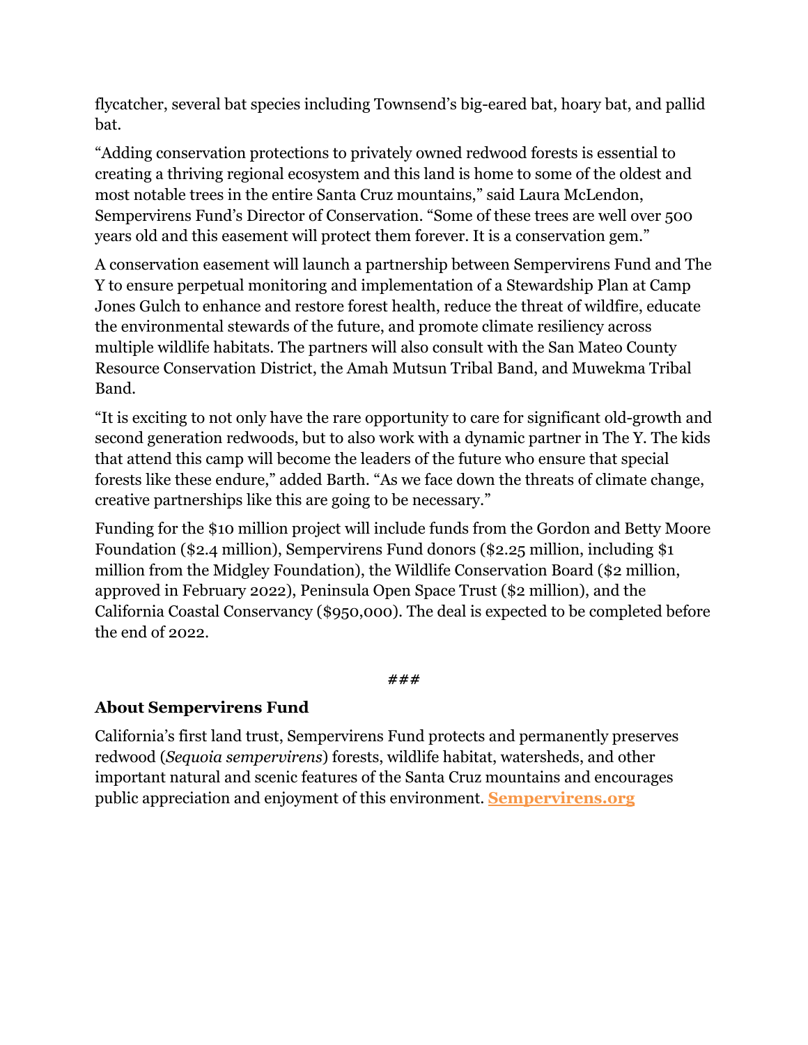flycatcher, several bat species including Townsend's big-eared bat, hoary bat, and pallid bat.

"Adding conservation protections to privately owned redwood forests is essential to creating a thriving regional ecosystem and this land is home to some of the oldest and most notable trees in the entire Santa Cruz mountains," said Laura McLendon, Sempervirens Fund's Director of Conservation. "Some of these trees are well over 500 years old and this easement will protect them forever. It is a conservation gem."

A conservation easement will launch a partnership between Sempervirens Fund and The Y to ensure perpetual monitoring and implementation of a Stewardship Plan at Camp Jones Gulch to enhance and restore forest health, reduce the threat of wildfire, educate the environmental stewards of the future, and promote climate resiliency across multiple wildlife habitats. The partners will also consult with the San Mateo County Resource Conservation District, the Amah Mutsun Tribal Band, and Muwekma Tribal Band.

"It is exciting to not only have the rare opportunity to care for significant old-growth and second generation redwoods, but to also work with a dynamic partner in The Y. The kids that attend this camp will become the leaders of the future who ensure that special forests like these endure," added Barth. "As we face down the threats of climate change, creative partnerships like this are going to be necessary."

Funding for the $10 million project will include funds from the Gordon and Betty Moore Foundation ($2.4 million), Sempervirens Fund donors ($2.25 million, including $1 million from the Midgley Foundation), the Wildlife Conservation Board ($2 million, approved in February 2022), Peninsula Open Space Trust ($2 million), and the California Coastal Conservancy ($950,000). The deal is expected to be completed before the end of 2022.

###

**About Sempervirens Fund**

California's first land trust, Sempervirens Fund protects and permanently preserves redwood (*Sequoia sempervirens*) forests, wildlife habitat, watersheds, and other important natural and scenic features of the Santa Cruz mountains and encourages public appreciation and enjoyment of this environment. **Sempervirens.org**